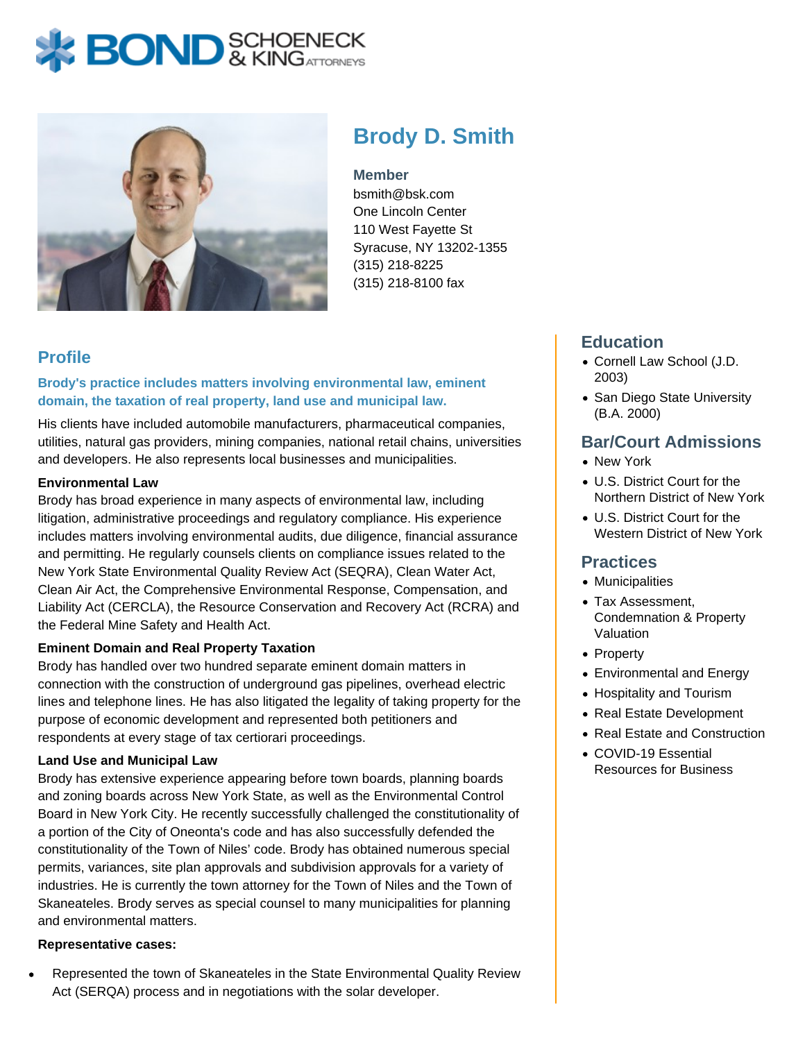# Brody D. Smith

**Member**
bsmith@bsk.com
One Lincoln Center
110 West Fayette St
Syracuse, NY 13202-1355
(315) 218-8225
(315) 218-8100 fax

## Profile

**Brody's practice includes matters involving environmental law, eminent domain, the taxation of real property, land use and municipal law.**

His clients have included automobile manufacturers, pharmaceutical companies, utilities, natural gas providers, mining companies, national retail chains, universities and developers. He also represents local businesses and municipalities.

**Environmental Law**

Brody has broad experience in many aspects of environmental law, including litigation, administrative proceedings and regulatory compliance. His experience includes matters involving environmental audits, due diligence, financial assurance and permitting. He regularly counsels clients on compliance issues related to the New York State Environmental Quality Review Act (SEQRA), Clean Water Act, Clean Air Act, the Comprehensive Environmental Response, Compensation, and Liability Act (CERCLA), the Resource Conservation and Recovery Act (RCRA) and the Federal Mine Safety and Health Act.

**Eminent Domain and Real Property Taxation**

Brody has handled over two hundred separate eminent domain matters in connection with the construction of underground gas pipelines, overhead electric lines and telephone lines. He has also litigated the legality of taking property for the purpose of economic development and represented both petitioners and respondents at every stage of tax certiorari proceedings.

**Land Use and Municipal Law**

Brody has extensive experience appearing before town boards, planning boards and zoning boards across New York State, as well as the Environmental Control Board in New York City. He recently successfully challenged the constitutionality of a portion of the City of Oneonta's code and has also successfully defended the constitutionality of the Town of Niles' code. Brody has obtained numerous special permits, variances, site plan approvals and subdivision approvals for a variety of industries. He is currently the town attorney for the Town of Niles and the Town of Skaneateles. Brody serves as special counsel to many municipalities for planning and environmental matters.

**Representative cases:**

- Represented the town of Skaneateles in the State Environmental Quality Review Act (SERQA) process and in negotiations with the solar developer.

## Education

- Cornell Law School (J.D. 2003)
- San Diego State University (B.A. 2000)

## Bar/Court Admissions

- New York
- U.S. District Court for the Northern District of New York
- U.S. District Court for the Western District of New York

## Practices

- Municipalities
- Tax Assessment, Condemnation & Property Valuation
- Property
- Environmental and Energy
- Hospitality and Tourism
- Real Estate Development
- Real Estate and Construction
- COVID-19 Essential Resources for Business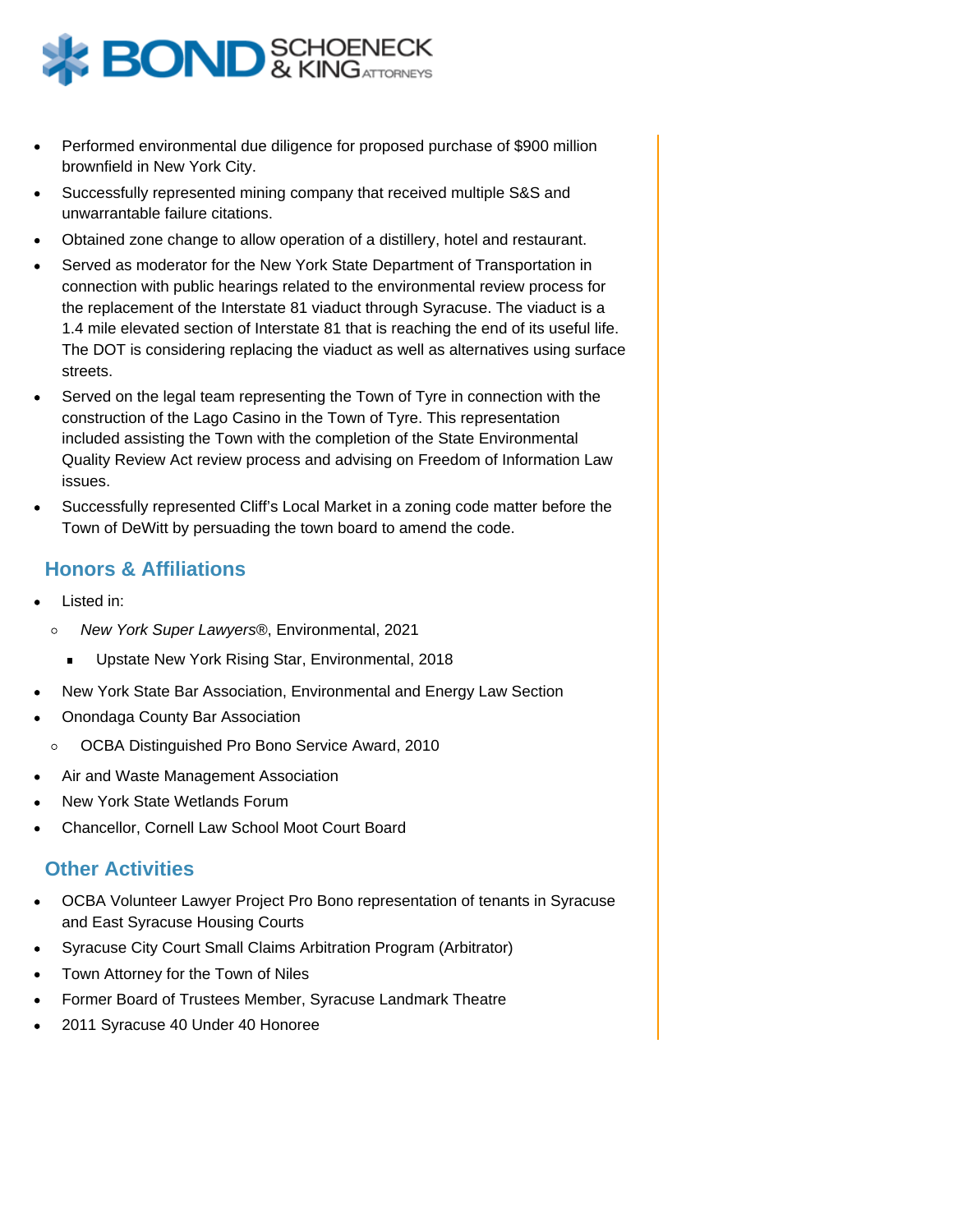- Performed environmental due diligence for proposed purchase of $900 million brownfield in New York City.
- Successfully represented mining company that received multiple S&S and unwarrantable failure citations.
- Obtained zone change to allow operation of a distillery, hotel and restaurant.
- Served as moderator for the New York State Department of Transportation in connection with public hearings related to the environmental review process for the replacement of the Interstate 81 viaduct through Syracuse. The viaduct is a 1.4 mile elevated section of Interstate 81 that is reaching the end of its useful life. The DOT is considering replacing the viaduct as well as alternatives using surface streets.
- Served on the legal team representing the Town of Tyre in connection with the construction of the Lago Casino in the Town of Tyre. This representation included assisting the Town with the completion of the State Environmental Quality Review Act review process and advising on Freedom of Information Law issues.
- Successfully represented Cliff's Local Market in a zoning code matter before the Town of DeWitt by persuading the town board to amend the code.

## Honors & Affiliations

- Listed in:
  - *New York Super Lawyers®*, Environmental, 2021
    - Upstate New York Rising Star, Environmental, 2018
- New York State Bar Association, Environmental and Energy Law Section
- Onondaga County Bar Association
  - OCBA Distinguished Pro Bono Service Award, 2010
- Air and Waste Management Association
- New York State Wetlands Forum
- Chancellor, Cornell Law School Moot Court Board

## Other Activities

- OCBA Volunteer Lawyer Project Pro Bono representation of tenants in Syracuse and East Syracuse Housing Courts
- Syracuse City Court Small Claims Arbitration Program (Arbitrator)
- Town Attorney for the Town of Niles
- Former Board of Trustees Member, Syracuse Landmark Theatre
- 2011 Syracuse 40 Under 40 Honoree